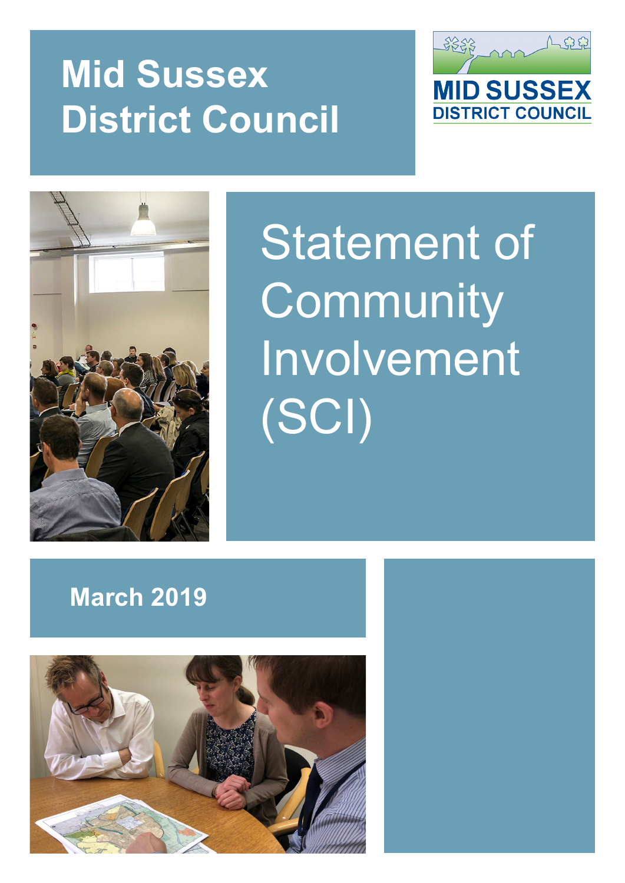# Mid Sussex District Council

MID SUSSEX DISTRICT COUNCIL

# Statement of Community Involvement (SCI)

**March 2019**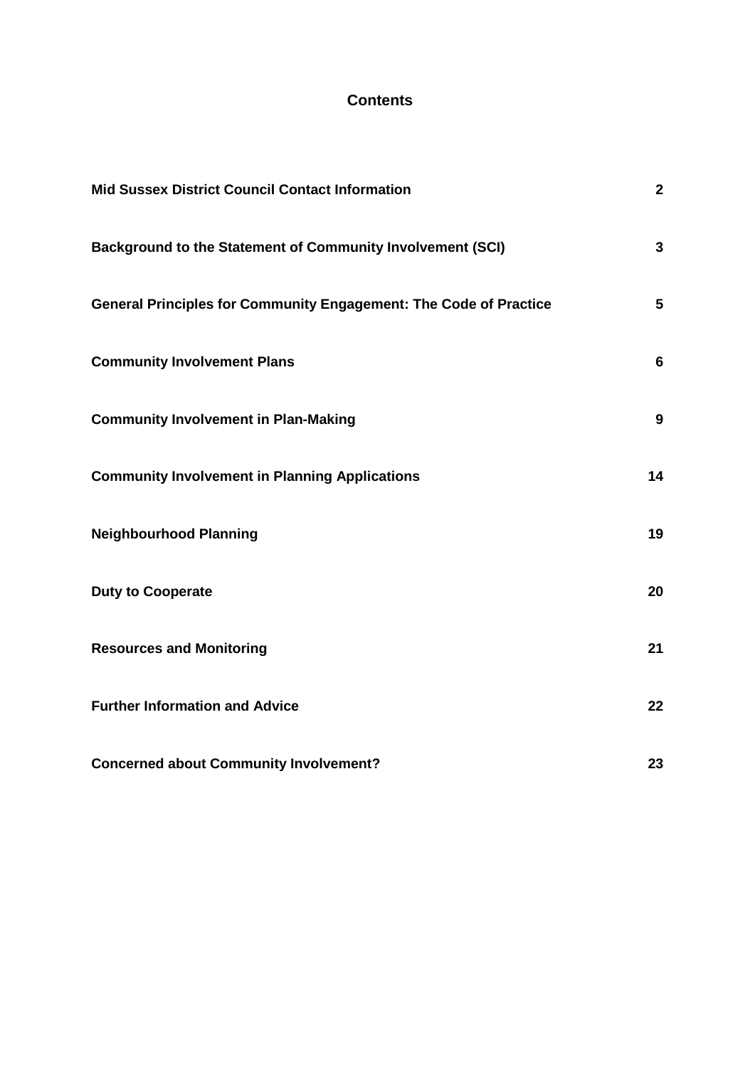## Contents

| | |
|---|---|
| **Mid Sussex District Council Contact Information** | **2** |
| **Background to the Statement of Community Involvement (SCI)** | **3** |
| **General Principles for Community Engagement: The Code of Practice** | **5** |
| **Community Involvement Plans** | **6** |
| **Community Involvement in Plan-Making** | **9** |
| **Community Involvement in Planning Applications** | **14** |
| **Neighbourhood Planning** | **19** |
| **Duty to Cooperate** | **20** |
| **Resources and Monitoring** | **21** |
| **Further Information and Advice** | **22** |
| **Concerned about Community Involvement?** | **23** |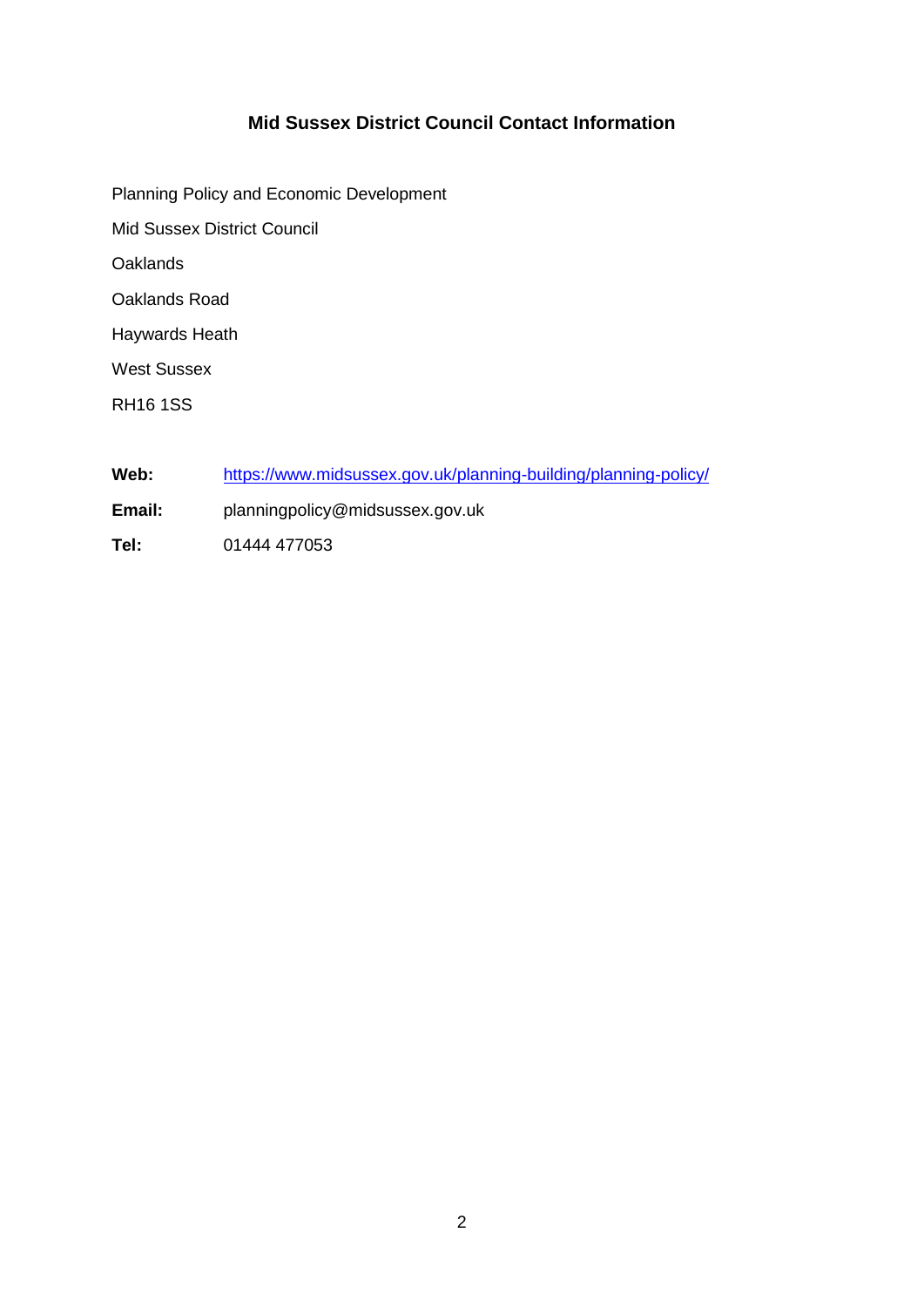## Mid Sussex District Council Contact Information

Planning Policy and Economic Development

Mid Sussex District Council

Oaklands

Oaklands Road

Haywards Heath

West Sussex

RH16 1SS

**Web:** https://www.midsussex.gov.uk/planning-building/planning-policy/

**Email:** planningpolicy@midsussex.gov.uk

**Tel:** 01444 477053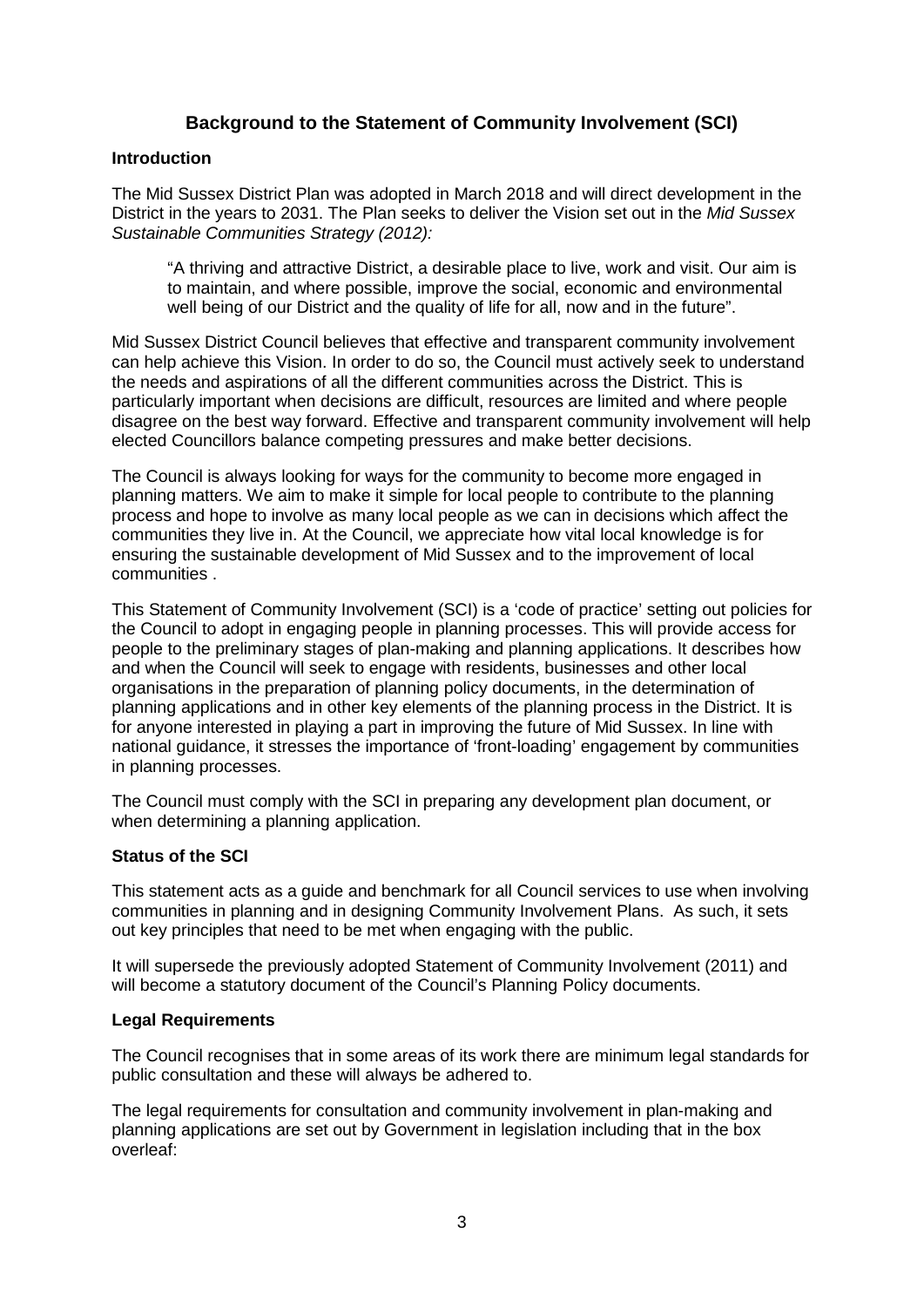## Background to the Statement of Community Involvement (SCI)

### Introduction

The Mid Sussex District Plan was adopted in March 2018 and will direct development in the District in the years to 2031. The Plan seeks to deliver the Vision set out in the *Mid Sussex Sustainable Communities Strategy (2012):*

> "A thriving and attractive District, a desirable place to live, work and visit. Our aim is to maintain, and where possible, improve the social, economic and environmental well being of our District and the quality of life for all, now and in the future".

Mid Sussex District Council believes that effective and transparent community involvement can help achieve this Vision. In order to do so, the Council must actively seek to understand the needs and aspirations of all the different communities across the District. This is particularly important when decisions are difficult, resources are limited and where people disagree on the best way forward. Effective and transparent community involvement will help elected Councillors balance competing pressures and make better decisions.

The Council is always looking for ways for the community to become more engaged in planning matters. We aim to make it simple for local people to contribute to the planning process and hope to involve as many local people as we can in decisions which affect the communities they live in. At the Council, we appreciate how vital local knowledge is for ensuring the sustainable development of Mid Sussex and to the improvement of local communities .

This Statement of Community Involvement (SCI) is a 'code of practice' setting out policies for the Council to adopt in engaging people in planning processes. This will provide access for people to the preliminary stages of plan-making and planning applications. It describes how and when the Council will seek to engage with residents, businesses and other local organisations in the preparation of planning policy documents, in the determination of planning applications and in other key elements of the planning process in the District. It is for anyone interested in playing a part in improving the future of Mid Sussex. In line with national guidance, it stresses the importance of 'front-loading' engagement by communities in planning processes.

The Council must comply with the SCI in preparing any development plan document, or when determining a planning application.

### Status of the SCI

This statement acts as a guide and benchmark for all Council services to use when involving communities in planning and in designing Community Involvement Plans. As such, it sets out key principles that need to be met when engaging with the public.

It will supersede the previously adopted Statement of Community Involvement (2011) and will become a statutory document of the Council's Planning Policy documents.

### Legal Requirements

The Council recognises that in some areas of its work there are minimum legal standards for public consultation and these will always be adhered to.

The legal requirements for consultation and community involvement in plan-making and planning applications are set out by Government in legislation including that in the box overleaf: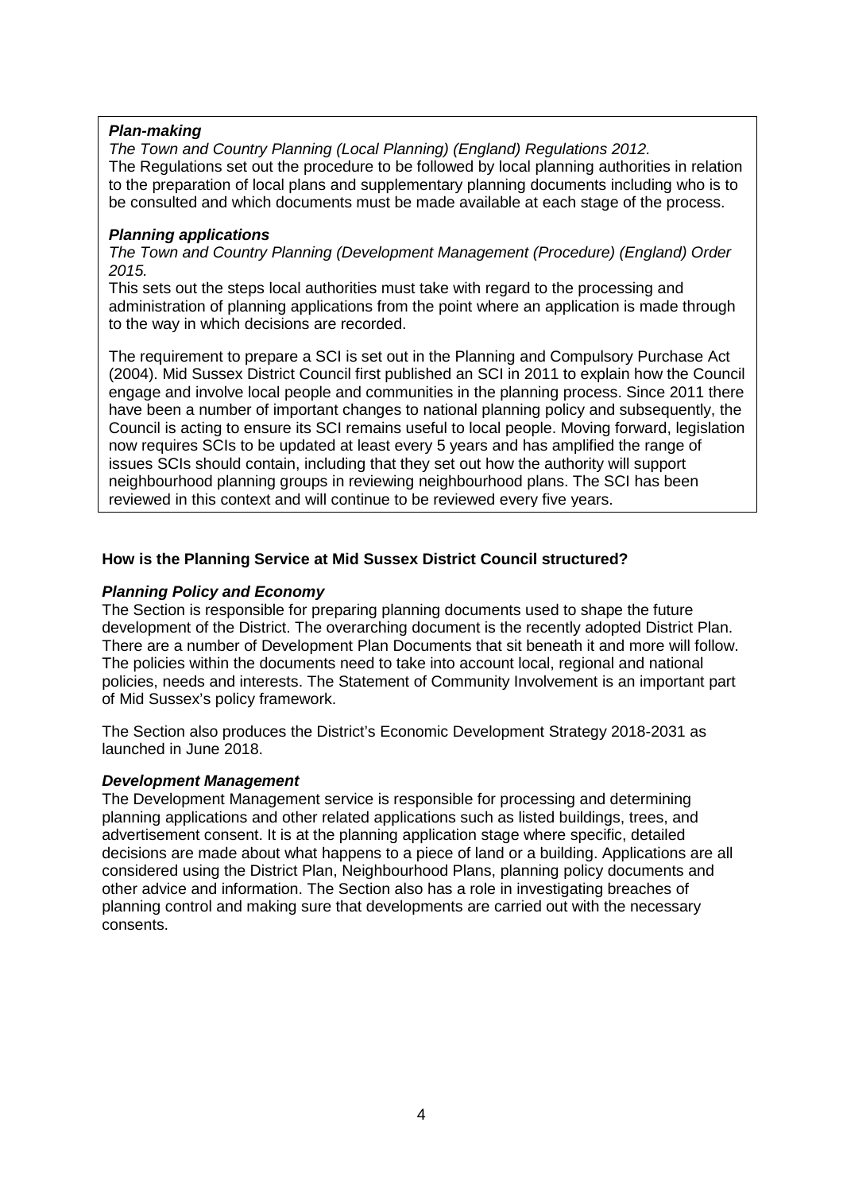***Plan-making***

*The Town and Country Planning (Local Planning) (England) Regulations 2012.*
The Regulations set out the procedure to be followed by local planning authorities in relation to the preparation of local plans and supplementary planning documents including who is to be consulted and which documents must be made available at each stage of the process.

***Planning applications***

*The Town and Country Planning (Development Management (Procedure) (England) Order 2015.*
This sets out the steps local authorities must take with regard to the processing and administration of planning applications from the point where an application is made through to the way in which decisions are recorded.

The requirement to prepare a SCI is set out in the Planning and Compulsory Purchase Act (2004). Mid Sussex District Council first published an SCI in 2011 to explain how the Council engage and involve local people and communities in the planning process. Since 2011 there have been a number of important changes to national planning policy and subsequently, the Council is acting to ensure its SCI remains useful to local people. Moving forward, legislation now requires SCIs to be updated at least every 5 years and has amplified the range of issues SCIs should contain, including that they set out how the authority will support neighbourhood planning groups in reviewing neighbourhood plans. The SCI has been reviewed in this context and will continue to be reviewed every five years.

**How is the Planning Service at Mid Sussex District Council structured?**

***Planning Policy and Economy***

The Section is responsible for preparing planning documents used to shape the future development of the District. The overarching document is the recently adopted District Plan. There are a number of Development Plan Documents that sit beneath it and more will follow. The policies within the documents need to take into account local, regional and national policies, needs and interests. The Statement of Community Involvement is an important part of Mid Sussex's policy framework.

The Section also produces the District's Economic Development Strategy 2018-2031 as launched in June 2018.

***Development Management***

The Development Management service is responsible for processing and determining planning applications and other related applications such as listed buildings, trees, and advertisement consent. It is at the planning application stage where specific, detailed decisions are made about what happens to a piece of land or a building. Applications are all considered using the District Plan, Neighbourhood Plans, planning policy documents and other advice and information. The Section also has a role in investigating breaches of planning control and making sure that developments are carried out with the necessary consents.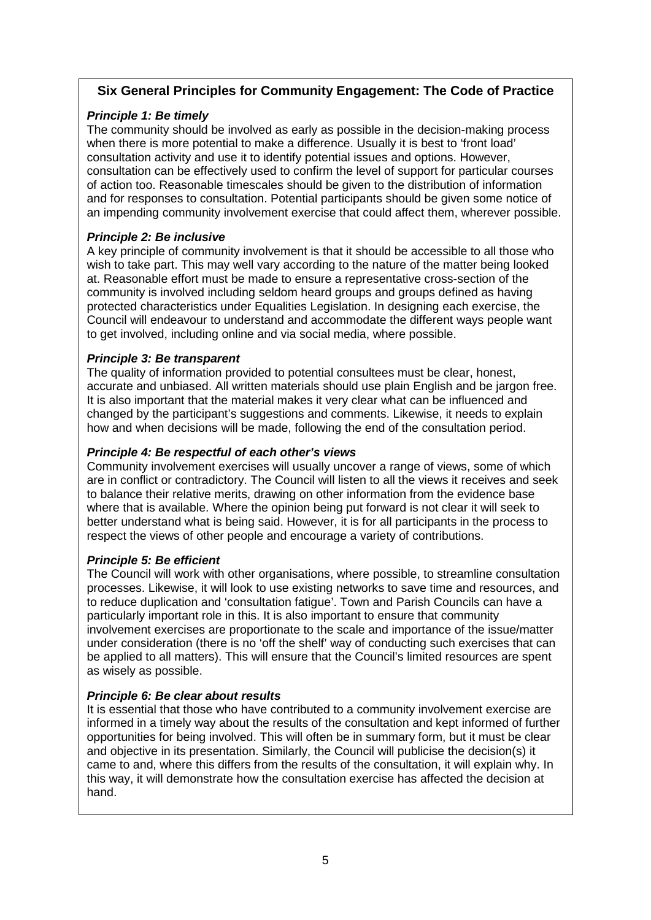## Six General Principles for Community Engagement: The Code of Practice

***Principle 1: Be timely***

The community should be involved as early as possible in the decision-making process when there is more potential to make a difference. Usually it is best to 'front load' consultation activity and use it to identify potential issues and options. However, consultation can be effectively used to confirm the level of support for particular courses of action too. Reasonable timescales should be given to the distribution of information and for responses to consultation. Potential participants should be given some notice of an impending community involvement exercise that could affect them, wherever possible.

***Principle 2: Be inclusive***

A key principle of community involvement is that it should be accessible to all those who wish to take part. This may well vary according to the nature of the matter being looked at. Reasonable effort must be made to ensure a representative cross-section of the community is involved including seldom heard groups and groups defined as having protected characteristics under Equalities Legislation. In designing each exercise, the Council will endeavour to understand and accommodate the different ways people want to get involved, including online and via social media, where possible.

***Principle 3: Be transparent***

The quality of information provided to potential consultees must be clear, honest, accurate and unbiased. All written materials should use plain English and be jargon free. It is also important that the material makes it very clear what can be influenced and changed by the participant's suggestions and comments. Likewise, it needs to explain how and when decisions will be made, following the end of the consultation period.

***Principle 4: Be respectful of each other's views***

Community involvement exercises will usually uncover a range of views, some of which are in conflict or contradictory. The Council will listen to all the views it receives and seek to balance their relative merits, drawing on other information from the evidence base where that is available. Where the opinion being put forward is not clear it will seek to better understand what is being said. However, it is for all participants in the process to respect the views of other people and encourage a variety of contributions.

***Principle 5: Be efficient***

The Council will work with other organisations, where possible, to streamline consultation processes. Likewise, it will look to use existing networks to save time and resources, and to reduce duplication and 'consultation fatigue'. Town and Parish Councils can have a particularly important role in this. It is also important to ensure that community involvement exercises are proportionate to the scale and importance of the issue/matter under consideration (there is no 'off the shelf' way of conducting such exercises that can be applied to all matters). This will ensure that the Council's limited resources are spent as wisely as possible.

***Principle 6: Be clear about results***

It is essential that those who have contributed to a community involvement exercise are informed in a timely way about the results of the consultation and kept informed of further opportunities for being involved. This will often be in summary form, but it must be clear and objective in its presentation. Similarly, the Council will publicise the decision(s) it came to and, where this differs from the results of the consultation, it will explain why. In this way, it will demonstrate how the consultation exercise has affected the decision at hand.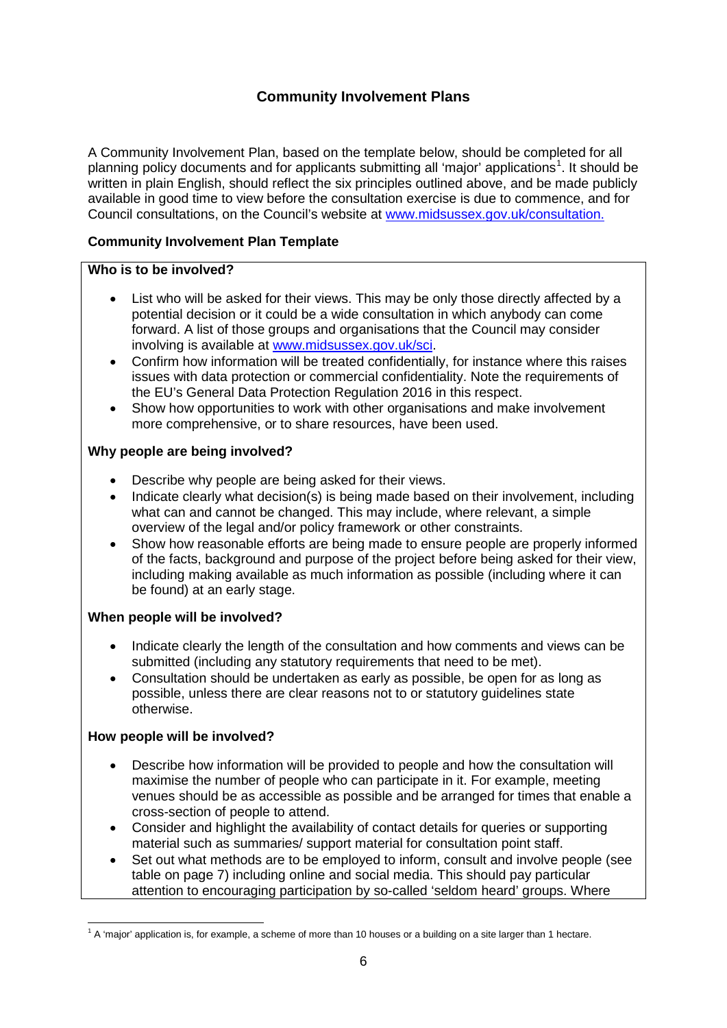## Community Involvement Plans

A Community Involvement Plan, based on the template below, should be completed for all planning policy documents and for applicants submitting all 'major' applications[1]. It should be written in plain English, should reflect the six principles outlined above, and be made publicly available in good time to view before the consultation exercise is due to commence, and for Council consultations, on the Council's website at www.midsussex.gov.uk/consultation.

### Community Involvement Plan Template

**Who is to be involved?**

- List who will be asked for their views. This may be only those directly affected by a potential decision or it could be a wide consultation in which anybody can come forward. A list of those groups and organisations that the Council may consider involving is available at www.midsussex.gov.uk/sci.
- Confirm how information will be treated confidentially, for instance where this raises issues with data protection or commercial confidentiality. Note the requirements of the EU's General Data Protection Regulation 2016 in this respect.
- Show how opportunities to work with other organisations and make involvement more comprehensive, or to share resources, have been used.

**Why people are being involved?**

- Describe why people are being asked for their views.
- Indicate clearly what decision(s) is being made based on their involvement, including what can and cannot be changed. This may include, where relevant, a simple overview of the legal and/or policy framework or other constraints.
- Show how reasonable efforts are being made to ensure people are properly informed of the facts, background and purpose of the project before being asked for their view, including making available as much information as possible (including where it can be found) at an early stage.

**When people will be involved?**

- Indicate clearly the length of the consultation and how comments and views can be submitted (including any statutory requirements that need to be met).
- Consultation should be undertaken as early as possible, be open for as long as possible, unless there are clear reasons not to or statutory guidelines state otherwise.

**How people will be involved?**

- Describe how information will be provided to people and how the consultation will maximise the number of people who can participate in it. For example, meeting venues should be as accessible as possible and be arranged for times that enable a cross-section of people to attend.
- Consider and highlight the availability of contact details for queries or supporting material such as summaries/ support material for consultation point staff.
- Set out what methods are to be employed to inform, consult and involve people (see table on page 7) including online and social media. This should pay particular attention to encouraging participation by so-called 'seldom heard' groups. Where

[1] A 'major' application is, for example, a scheme of more than 10 houses or a building on a site larger than 1 hectare.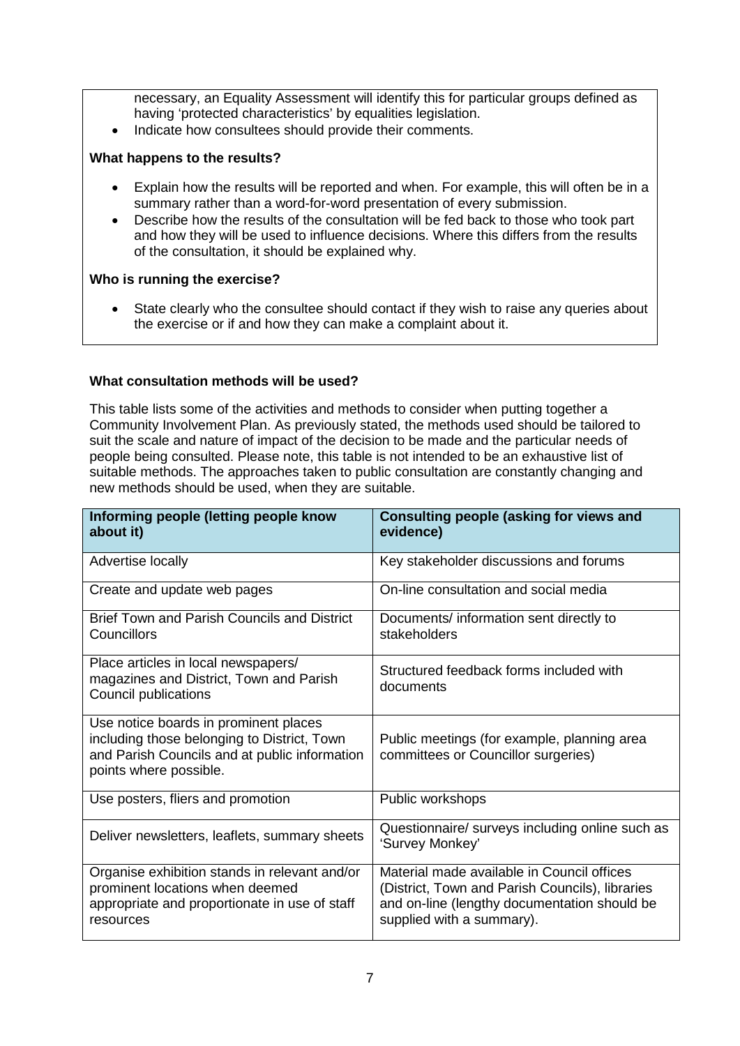necessary, an Equality Assessment will identify this for particular groups defined as having 'protected characteristics' by equalities legislation.
- Indicate how consultees should provide their comments.

**What happens to the results?**

- Explain how the results will be reported and when. For example, this will often be in a summary rather than a word-for-word presentation of every submission.
- Describe how the results of the consultation will be fed back to those who took part and how they will be used to influence decisions. Where this differs from the results of the consultation, it should be explained why.

**Who is running the exercise?**

- State clearly who the consultee should contact if they wish to raise any queries about the exercise or if and how they can make a complaint about it.

**What consultation methods will be used?**

This table lists some of the activities and methods to consider when putting together a Community Involvement Plan. As previously stated, the methods used should be tailored to suit the scale and nature of impact of the decision to be made and the particular needs of people being consulted. Please note, this table is not intended to be an exhaustive list of suitable methods. The approaches taken to public consultation are constantly changing and new methods should be used, when they are suitable.

| Informing people (letting people know about it) | Consulting people (asking for views and evidence) |
|---|---|
| Advertise locally | Key stakeholder discussions and forums |
| Create and update web pages | On-line consultation and social media |
| Brief Town and Parish Councils and District Councillors | Documents/ information sent directly to stakeholders |
| Place articles in local newspapers/ magazines and District, Town and Parish Council publications | Structured feedback forms included with documents |
| Use notice boards in prominent places including those belonging to District, Town and Parish Councils and at public information points where possible. | Public meetings (for example, planning area committees or Councillor surgeries) |
| Use posters, fliers and promotion | Public workshops |
| Deliver newsletters, leaflets, summary sheets | Questionnaire/ surveys including online such as 'Survey Monkey' |
| Organise exhibition stands in relevant and/or prominent locations when deemed appropriate and proportionate in use of staff resources | Material made available in Council offices (District, Town and Parish Councils), libraries and on-line (lengthy documentation should be supplied with a summary). |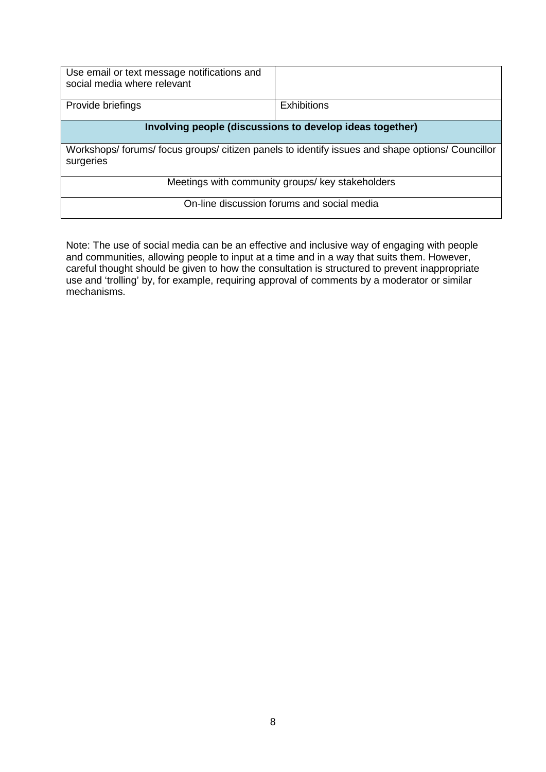| | |
|---|---|
| Use email or text message notifications and social media where relevant | |
| Provide briefings | Exhibitions |
| **Involving people (discussions to develop ideas together)** | |
| Workshops/ forums/ focus groups/ citizen panels to identify issues and shape options/ Councillor surgeries | |
| Meetings with community groups/ key stakeholders | |
| On-line discussion forums and social media | |

Note: The use of social media can be an effective and inclusive way of engaging with people and communities, allowing people to input at a time and in a way that suits them. However, careful thought should be given to how the consultation is structured to prevent inappropriate use and 'trolling' by, for example, requiring approval of comments by a moderator or similar mechanisms.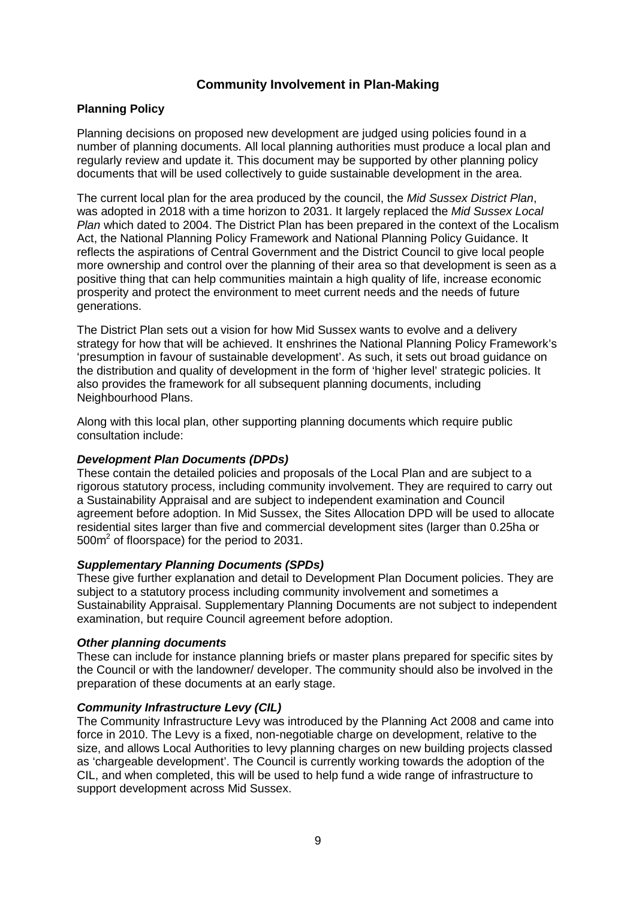## Community Involvement in Plan-Making

### Planning Policy

Planning decisions on proposed new development are judged using policies found in a number of planning documents. All local planning authorities must produce a local plan and regularly review and update it. This document may be supported by other planning policy documents that will be used collectively to guide sustainable development in the area.

The current local plan for the area produced by the council, the *Mid Sussex District Plan*, was adopted in 2018 with a time horizon to 2031. It largely replaced the *Mid Sussex Local Plan* which dated to 2004. The District Plan has been prepared in the context of the Localism Act, the National Planning Policy Framework and National Planning Policy Guidance. It reflects the aspirations of Central Government and the District Council to give local people more ownership and control over the planning of their area so that development is seen as a positive thing that can help communities maintain a high quality of life, increase economic prosperity and protect the environment to meet current needs and the needs of future generations.

The District Plan sets out a vision for how Mid Sussex wants to evolve and a delivery strategy for how that will be achieved. It enshrines the National Planning Policy Framework's 'presumption in favour of sustainable development'. As such, it sets out broad guidance on the distribution and quality of development in the form of 'higher level' strategic policies. It also provides the framework for all subsequent planning documents, including Neighbourhood Plans.

Along with this local plan, other supporting planning documents which require public consultation include:

***Development Plan Documents (DPDs)***

These contain the detailed policies and proposals of the Local Plan and are subject to a rigorous statutory process, including community involvement. They are required to carry out a Sustainability Appraisal and are subject to independent examination and Council agreement before adoption. In Mid Sussex, the Sites Allocation DPD will be used to allocate residential sites larger than five and commercial development sites (larger than 0.25ha or $500m^2$ of floorspace) for the period to 2031.

***Supplementary Planning Documents (SPDs)***

These give further explanation and detail to Development Plan Document policies. They are subject to a statutory process including community involvement and sometimes a Sustainability Appraisal. Supplementary Planning Documents are not subject to independent examination, but require Council agreement before adoption.

***Other planning documents***

These can include for instance planning briefs or master plans prepared for specific sites by the Council or with the landowner/ developer. The community should also be involved in the preparation of these documents at an early stage.

***Community Infrastructure Levy (CIL)***

The Community Infrastructure Levy was introduced by the Planning Act 2008 and came into force in 2010. The Levy is a fixed, non-negotiable charge on development, relative to the size, and allows Local Authorities to levy planning charges on new building projects classed as 'chargeable development'. The Council is currently working towards the adoption of the CIL, and when completed, this will be used to help fund a wide range of infrastructure to support development across Mid Sussex.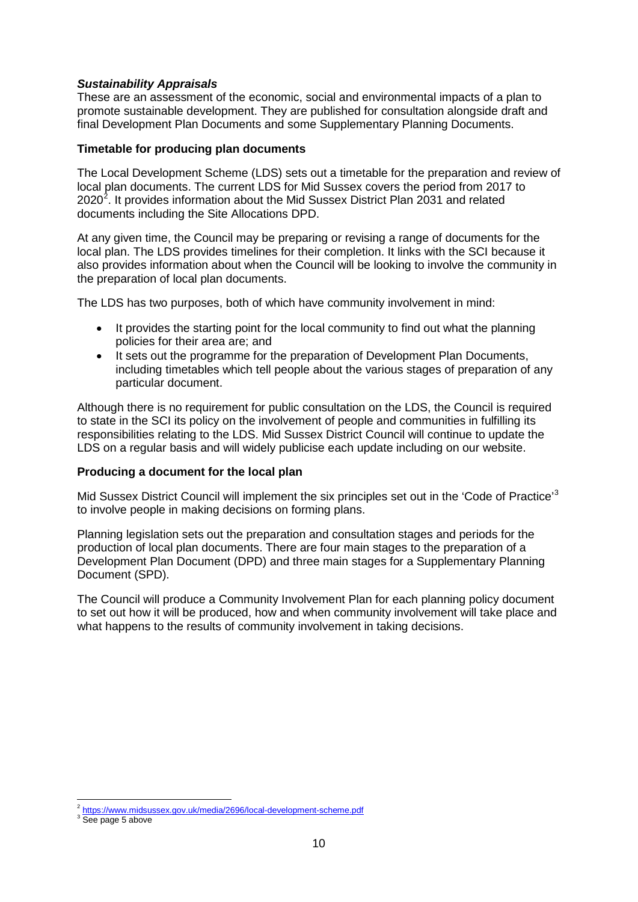***Sustainability Appraisals***
These are an assessment of the economic, social and environmental impacts of a plan to promote sustainable development. They are published for consultation alongside draft and final Development Plan Documents and some Supplementary Planning Documents.

**Timetable for producing plan documents**

The Local Development Scheme (LDS) sets out a timetable for the preparation and review of local plan documents. The current LDS for Mid Sussex covers the period from 2017 to 2020[2]. It provides information about the Mid Sussex District Plan 2031 and related documents including the Site Allocations DPD.

At any given time, the Council may be preparing or revising a range of documents for the local plan. The LDS provides timelines for their completion. It links with the SCI because it also provides information about when the Council will be looking to involve the community in the preparation of local plan documents.

The LDS has two purposes, both of which have community involvement in mind:

- It provides the starting point for the local community to find out what the planning policies for their area are; and
- It sets out the programme for the preparation of Development Plan Documents, including timetables which tell people about the various stages of preparation of any particular document.

Although there is no requirement for public consultation on the LDS, the Council is required to state in the SCI its policy on the involvement of people and communities in fulfilling its responsibilities relating to the LDS. Mid Sussex District Council will continue to update the LDS on a regular basis and will widely publicise each update including on our website.

**Producing a document for the local plan**

Mid Sussex District Council will implement the six principles set out in the 'Code of Practice'[3] to involve people in making decisions on forming plans.

Planning legislation sets out the preparation and consultation stages and periods for the production of local plan documents. There are four main stages to the preparation of a Development Plan Document (DPD) and three main stages for a Supplementary Planning Document (SPD).

The Council will produce a Community Involvement Plan for each planning policy document to set out how it will be produced, how and when community involvement will take place and what happens to the results of community involvement in taking decisions.

---

[2] https://www.midsussex.gov.uk/media/2696/local-development-scheme.pdf
[3] See page 5 above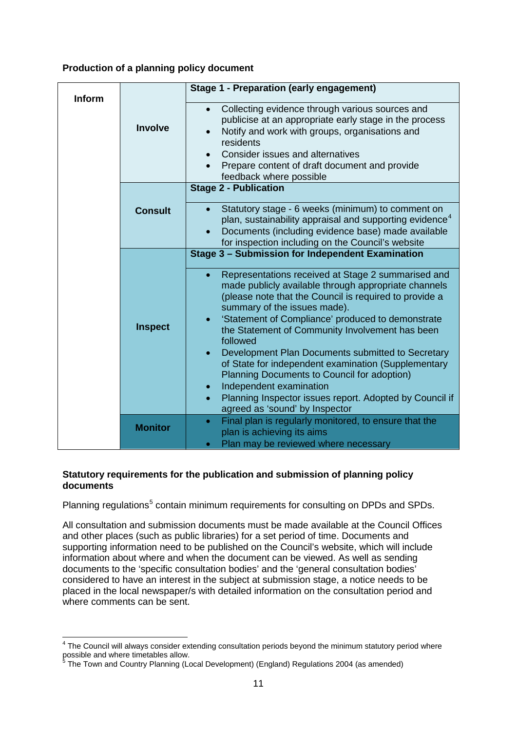**Production of a planning policy document**

| | | |
|---|---|---|
| **Inform** | **Involve** | **Stage 1 - Preparation (early engagement)**<br>• Collecting evidence through various sources and publicise at an appropriate early stage in the process<br>• Notify and work with groups, organisations and residents<br>• Consider issues and alternatives<br>• Prepare content of draft document and provide feedback where possible |
| | **Consult** | **Stage 2 - Publication**<br>• Statutory stage - 6 weeks (minimum) to comment on plan, sustainability appraisal and supporting evidence[4]<br>• Documents (including evidence base) made available for inspection including on the Council's website |
| | **Inspect** | **Stage 3 – Submission for Independent Examination**<br>• Representations received at Stage 2 summarised and made publicly available through appropriate channels (please note that the Council is required to provide a summary of the issues made).<br>• 'Statement of Compliance' produced to demonstrate the Statement of Community Involvement has been followed<br>• Development Plan Documents submitted to Secretary of State for independent examination (Supplementary Planning Documents to Council for adoption)<br>• Independent examination<br>• Planning Inspector issues report. Adopted by Council if agreed as 'sound' by Inspector |
| | **Monitor** | • Final plan is regularly monitored, to ensure that the plan is achieving its aims<br>• Plan may be reviewed where necessary |

**Statutory requirements for the publication and submission of planning policy documents**

Planning regulations[5] contain minimum requirements for consulting on DPDs and SPDs.

All consultation and submission documents must be made available at the Council Offices and other places (such as public libraries) for a set period of time. Documents and supporting information need to be published on the Council's website, which will include information about where and when the document can be viewed. As well as sending documents to the 'specific consultation bodies' and the 'general consultation bodies' considered to have an interest in the subject at submission stage, a notice needs to be placed in the local newspaper/s with detailed information on the consultation period and where comments can be sent.

---

[4] The Council will always consider extending consultation periods beyond the minimum statutory period where possible and where timetables allow.

[5] The Town and Country Planning (Local Development) (England) Regulations 2004 (as amended)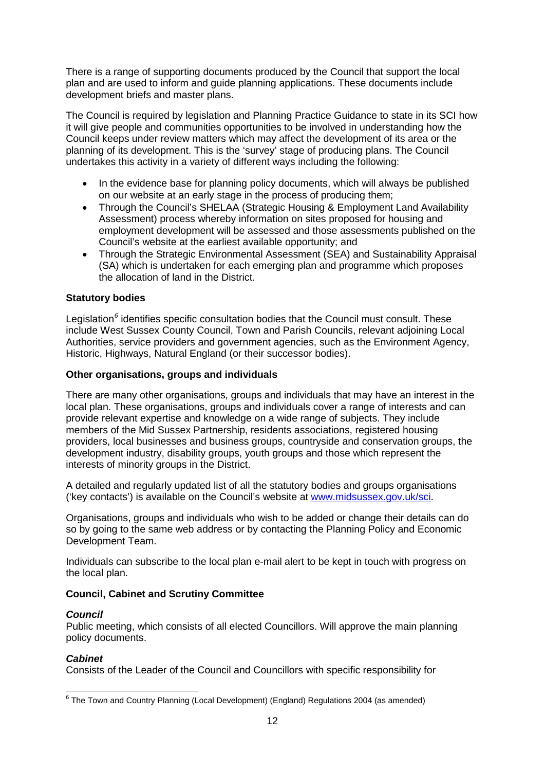There is a range of supporting documents produced by the Council that support the local plan and are used to inform and guide planning applications. These documents include development briefs and master plans.

The Council is required by legislation and Planning Practice Guidance to state in its SCI how it will give people and communities opportunities to be involved in understanding how the Council keeps under review matters which may affect the development of its area or the planning of its development. This is the 'survey' stage of producing plans. The Council undertakes this activity in a variety of different ways including the following:

- In the evidence base for planning policy documents, which will always be published on our website at an early stage in the process of producing them;
- Through the Council's SHELAA (Strategic Housing & Employment Land Availability Assessment) process whereby information on sites proposed for housing and employment development will be assessed and those assessments published on the Council's website at the earliest available opportunity; and
- Through the Strategic Environmental Assessment (SEA) and Sustainability Appraisal (SA) which is undertaken for each emerging plan and programme which proposes the allocation of land in the District.

**Statutory bodies**

Legislation[6] identifies specific consultation bodies that the Council must consult. These include West Sussex County Council, Town and Parish Councils, relevant adjoining Local Authorities, service providers and government agencies, such as the Environment Agency, Historic, Highways, Natural England (or their successor bodies).

**Other organisations, groups and individuals**

There are many other organisations, groups and individuals that may have an interest in the local plan. These organisations, groups and individuals cover a range of interests and can provide relevant expertise and knowledge on a wide range of subjects. They include members of the Mid Sussex Partnership, residents associations, registered housing providers, local businesses and business groups, countryside and conservation groups, the development industry, disability groups, youth groups and those which represent the interests of minority groups in the District.

A detailed and regularly updated list of all the statutory bodies and groups organisations ('key contacts') is available on the Council's website at [www.midsussex.gov.uk/sci](http://www.midsussex.gov.uk/sci).

Organisations, groups and individuals who wish to be added or change their details can do so by going to the same web address or by contacting the Planning Policy and Economic Development Team.

Individuals can subscribe to the local plan e-mail alert to be kept in touch with progress on the local plan.

**Council, Cabinet and Scrutiny Committee**

***Council***
Public meeting, which consists of all elected Councillors. Will approve the main planning policy documents.

***Cabinet***
Consists of the Leader of the Council and Councillors with specific responsibility for

---

[6] The Town and Country Planning (Local Development) (England) Regulations 2004 (as amended)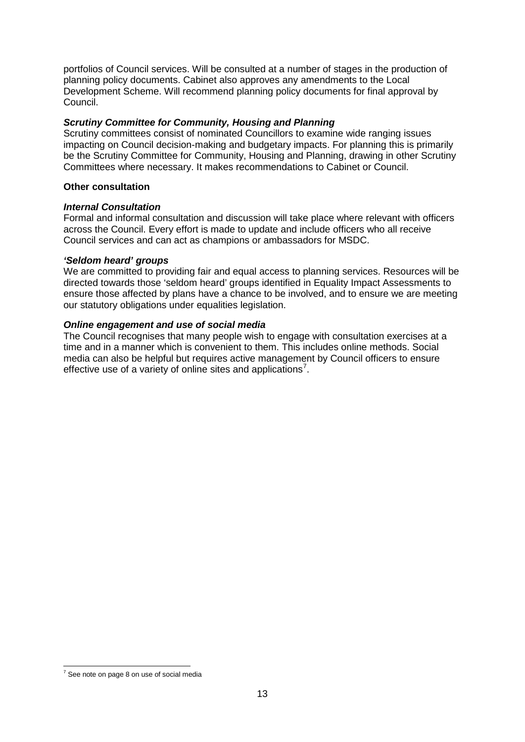portfolios of Council services. Will be consulted at a number of stages in the production of planning policy documents. Cabinet also approves any amendments to the Local Development Scheme. Will recommend planning policy documents for final approval by Council.

***Scrutiny Committee for Community, Housing and Planning***
Scrutiny committees consist of nominated Councillors to examine wide ranging issues impacting on Council decision-making and budgetary impacts. For planning this is primarily be the Scrutiny Committee for Community, Housing and Planning, drawing in other Scrutiny Committees where necessary. It makes recommendations to Cabinet or Council.

**Other consultation**

***Internal Consultation***
Formal and informal consultation and discussion will take place where relevant with officers across the Council. Every effort is made to update and include officers who all receive Council services and can act as champions or ambassadors for MSDC.

***'Seldom heard' groups***
We are committed to providing fair and equal access to planning services. Resources will be directed towards those 'seldom heard' groups identified in Equality Impact Assessments to ensure those affected by plans have a chance to be involved, and to ensure we are meeting our statutory obligations under equalities legislation.

***Online engagement and use of social media***
The Council recognises that many people wish to engage with consultation exercises at a time and in a manner which is convenient to them. This includes online methods. Social media can also be helpful but requires active management by Council officers to ensure effective use of a variety of online sites and applications[7].

[7] See note on page 8 on use of social media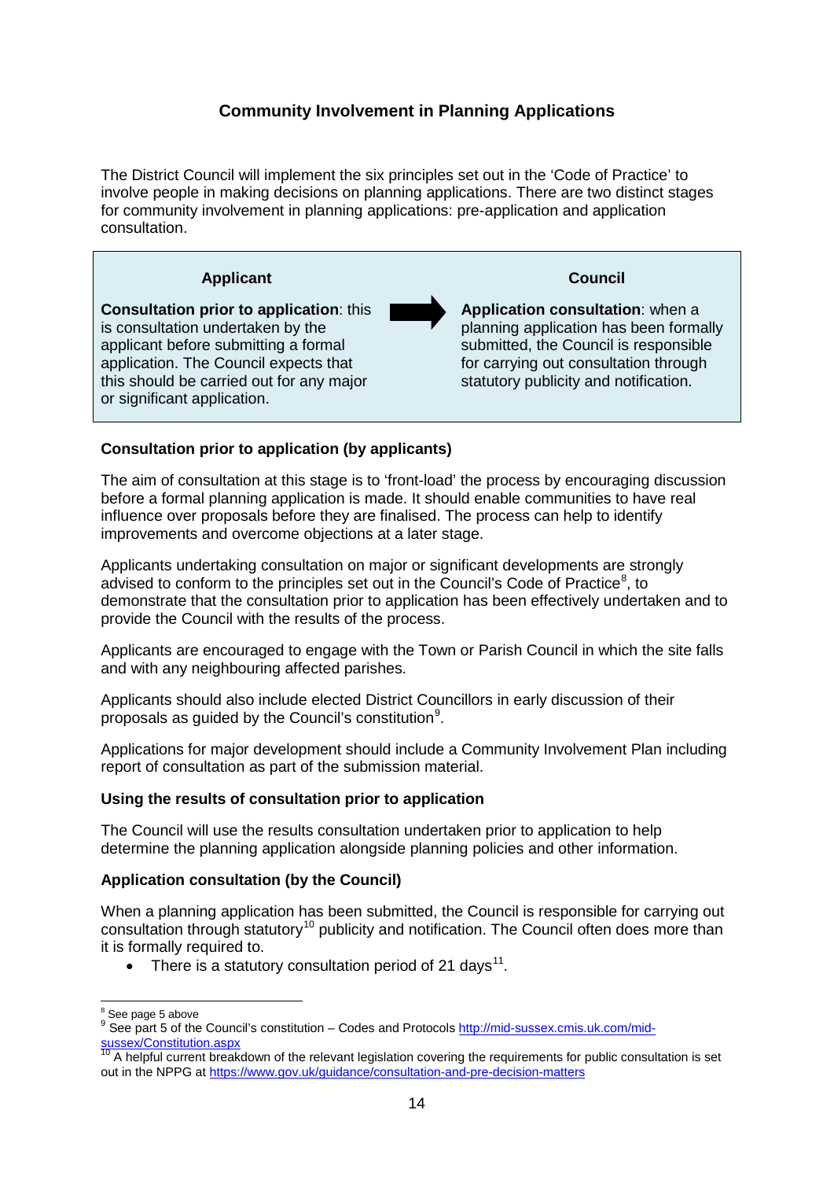## Community Involvement in Planning Applications

The District Council will implement the six principles set out in the 'Code of Practice' to involve people in making decisions on planning applications. There are two distinct stages for community involvement in planning applications: pre-application and application consultation.

| Applicant | | Council |
|---|---|---|
| **Consultation prior to application**: this is consultation undertaken by the applicant before submitting a formal application. The Council expects that this should be carried out for any major or significant application. | → | **Application consultation**: when a planning application has been formally submitted, the Council is responsible for carrying out consultation through statutory publicity and notification. |

### Consultation prior to application (by applicants)

The aim of consultation at this stage is to 'front-load' the process by encouraging discussion before a formal planning application is made. It should enable communities to have real influence over proposals before they are finalised. The process can help to identify improvements and overcome objections at a later stage.

Applicants undertaking consultation on major or significant developments are strongly advised to conform to the principles set out in the Council's Code of Practice[8], to demonstrate that the consultation prior to application has been effectively undertaken and to provide the Council with the results of the process.

Applicants are encouraged to engage with the Town or Parish Council in which the site falls and with any neighbouring affected parishes.

Applicants should also include elected District Councillors in early discussion of their proposals as guided by the Council's constitution[9].

Applications for major development should include a Community Involvement Plan including report of consultation as part of the submission material.

### Using the results of consultation prior to application

The Council will use the results consultation undertaken prior to application to help determine the planning application alongside planning policies and other information.

### Application consultation (by the Council)

When a planning application has been submitted, the Council is responsible for carrying out consultation through statutory[10] publicity and notification. The Council often does more than it is formally required to.

- There is a statutory consultation period of 21 days[11].

---

[8] See page 5 above

[9] See part 5 of the Council's constitution – Codes and Protocols http://mid-sussex.cmis.uk.com/mid-sussex/Constitution.aspx

[10] A helpful current breakdown of the relevant legislation covering the requirements for public consultation is set out in the NPPG at https://www.gov.uk/guidance/consultation-and-pre-decision-matters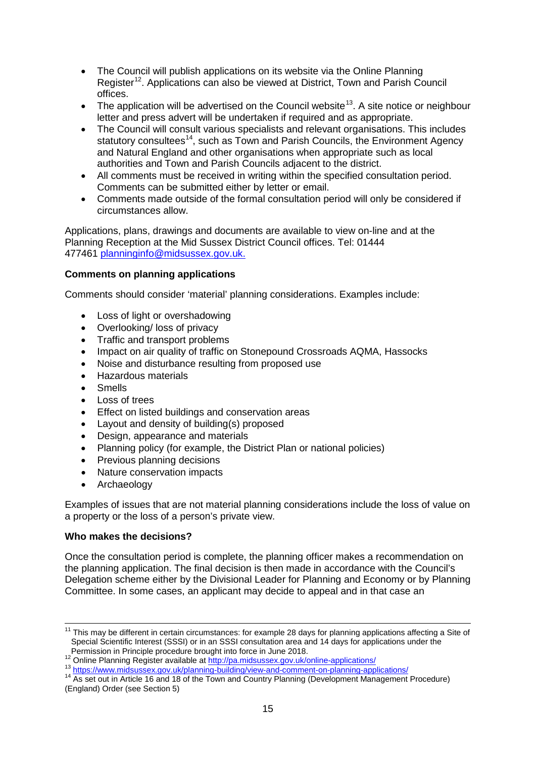- The Council will publish applications on its website via the Online Planning Register[12]. Applications can also be viewed at District, Town and Parish Council offices.
- The application will be advertised on the Council website[13]. A site notice or neighbour letter and press advert will be undertaken if required and as appropriate.
- The Council will consult various specialists and relevant organisations. This includes statutory consultees[14], such as Town and Parish Councils, the Environment Agency and Natural England and other organisations when appropriate such as local authorities and Town and Parish Councils adjacent to the district.
- All comments must be received in writing within the specified consultation period. Comments can be submitted either by letter or email.
- Comments made outside of the formal consultation period will only be considered if circumstances allow.

Applications, plans, drawings and documents are available to view on-line and at the Planning Reception at the Mid Sussex District Council offices. Tel: 01444 477461 [planninginfo@midsussex.gov.uk.](mailto:planninginfo@midsussex.gov.uk)

**Comments on planning applications**

Comments should consider 'material' planning considerations. Examples include:

- Loss of light or overshadowing
- Overlooking/ loss of privacy
- Traffic and transport problems
- Impact on air quality of traffic on Stonepound Crossroads AQMA, Hassocks
- Noise and disturbance resulting from proposed use
- Hazardous materials
- Smells
- Loss of trees
- Effect on listed buildings and conservation areas
- Layout and density of building(s) proposed
- Design, appearance and materials
- Planning policy (for example, the District Plan or national policies)
- Previous planning decisions
- Nature conservation impacts
- Archaeology

Examples of issues that are not material planning considerations include the loss of value on a property or the loss of a person's private view.

**Who makes the decisions?**

Once the consultation period is complete, the planning officer makes a recommendation on the planning application. The final decision is then made in accordance with the Council's Delegation scheme either by the Divisional Leader for Planning and Economy or by Planning Committee. In some cases, an applicant may decide to appeal and in that case an

---

[11] This may be different in certain circumstances: for example 28 days for planning applications affecting a Site of Special Scientific Interest (SSSI) or in an SSSI consultation area and 14 days for applications under the Permission in Principle procedure brought into force in June 2018.

[12] Online Planning Register available at [http://pa.midsussex.gov.uk/online-applications/](http://pa.midsussex.gov.uk/online-applications/)

[13] [https://www.midsussex.gov.uk/planning-building/view-and-comment-on-planning-applications/](https://www.midsussex.gov.uk/planning-building/view-and-comment-on-planning-applications/)

[14] As set out in Article 16 and 18 of the Town and Country Planning (Development Management Procedure) (England) Order (see Section 5)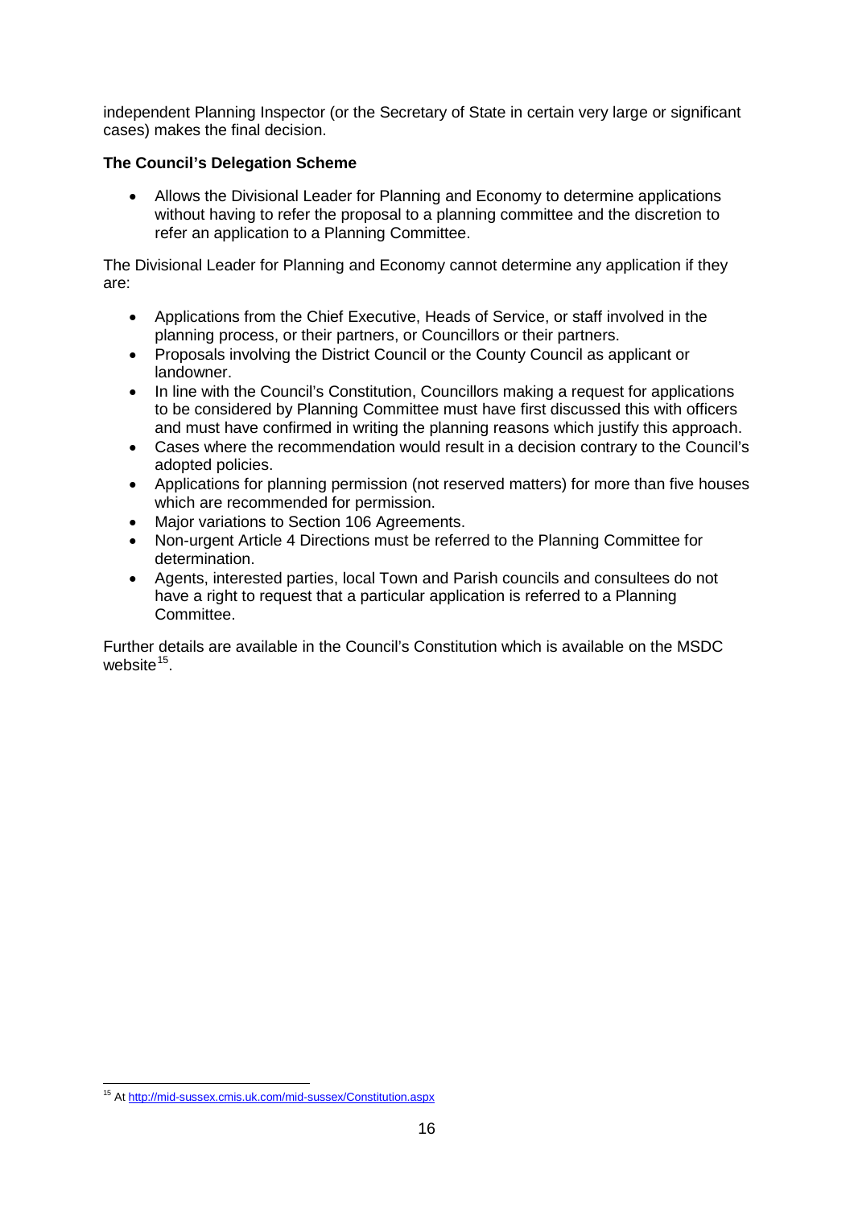independent Planning Inspector (or the Secretary of State in certain very large or significant cases) makes the final decision.

**The Council's Delegation Scheme**

- Allows the Divisional Leader for Planning and Economy to determine applications without having to refer the proposal to a planning committee and the discretion to refer an application to a Planning Committee.

The Divisional Leader for Planning and Economy cannot determine any application if they are:

- Applications from the Chief Executive, Heads of Service, or staff involved in the planning process, or their partners, or Councillors or their partners.
- Proposals involving the District Council or the County Council as applicant or landowner.
- In line with the Council's Constitution, Councillors making a request for applications to be considered by Planning Committee must have first discussed this with officers and must have confirmed in writing the planning reasons which justify this approach.
- Cases where the recommendation would result in a decision contrary to the Council's adopted policies.
- Applications for planning permission (not reserved matters) for more than five houses which are recommended for permission.
- Major variations to Section 106 Agreements.
- Non-urgent Article 4 Directions must be referred to the Planning Committee for determination.
- Agents, interested parties, local Town and Parish councils and consultees do not have a right to request that a particular application is referred to a Planning Committee.

Further details are available in the Council's Constitution which is available on the MSDC website[15].

[15] At http://mid-sussex.cmis.uk.com/mid-sussex/Constitution.aspx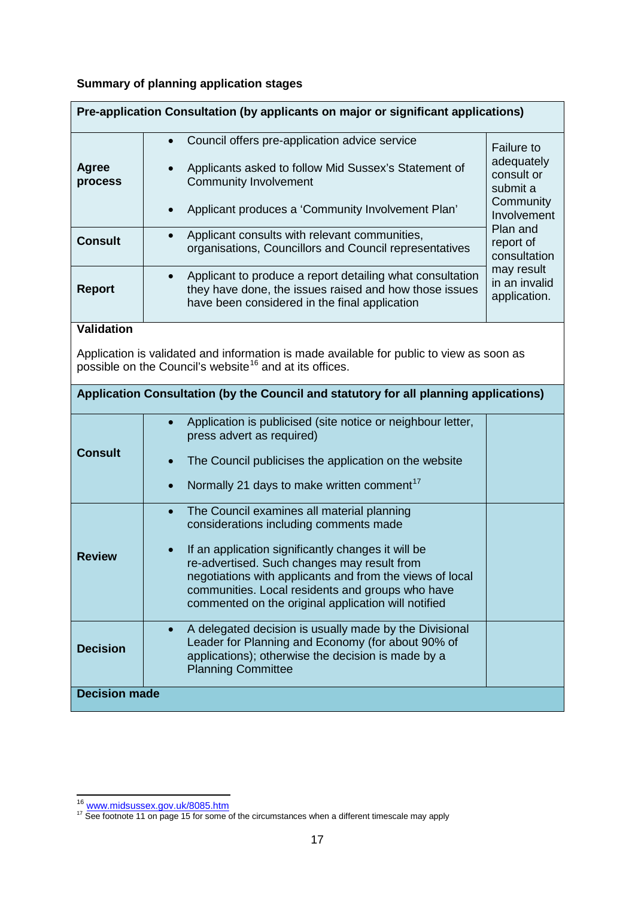**Summary of planning application stages**

| **Pre-application Consultation (by applicants on major or significant applications)** | | |
|---|---|---|
| **Agree process** | • Council offers pre-application advice service<br>• Applicants asked to follow Mid Sussex's Statement of Community Involvement<br>• Applicant produces a 'Community Involvement Plan' | Failure to adequately consult or submit a Community Involvement Plan and report of consultation may result in an invalid application. |
| **Consult** | • Applicant consults with relevant communities, organisations, Councillors and Council representatives | |
| **Report** | • Applicant to produce a report detailing what consultation they have done, the issues raised and how those issues have been considered in the final application | |
| **Validation**<br><br>Application is validated and information is made available for public to view as soon as possible on the Council's website[16] and at its offices. | | |
| **Application Consultation (by the Council and statutory for all planning applications)** | | |
| **Consult** | • Application is publicised (site notice or neighbour letter, press advert as required)<br>• The Council publicises the application on the website<br>• Normally 21 days to make written comment[17] | |
| **Review** | • The Council examines all material planning considerations including comments made<br>• If an application significantly changes it will be re-advertised. Such changes may result from negotiations with applicants and from the views of local communities. Local residents and groups who have commented on the original application will notified | |
| **Decision** | • A delegated decision is usually made by the Divisional Leader for Planning and Economy (for about 90% of applications); otherwise the decision is made by a Planning Committee | |
| **Decision made** | | |

[16] www.midsussex.gov.uk/8085.htm

[17] See footnote 11 on page 15 for some of the circumstances when a different timescale may apply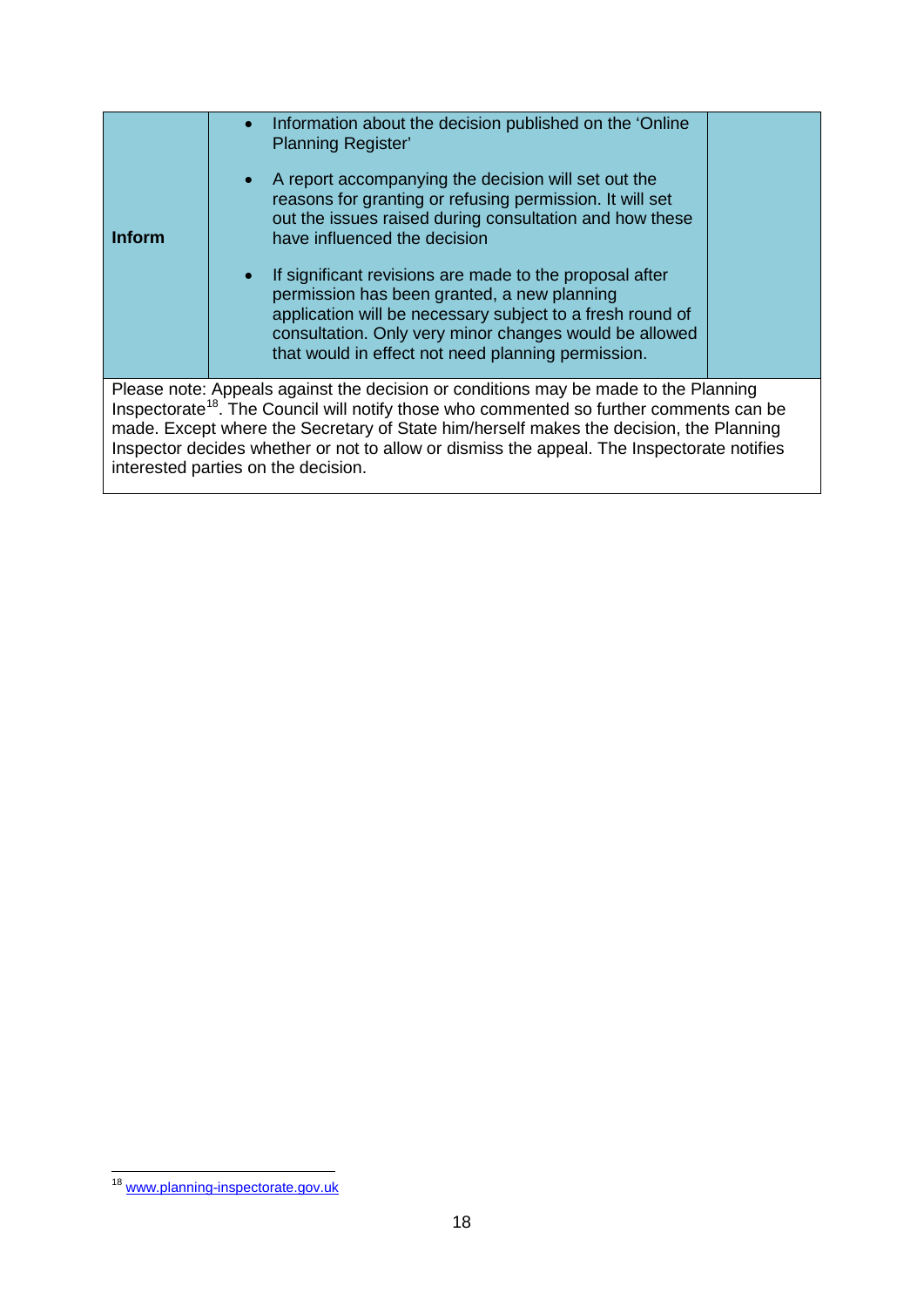| | | |
|---|---|---|
| **Inform** | • Information about the decision published on the 'Online Planning Register'<br>• A report accompanying the decision will set out the reasons for granting or refusing permission. It will set out the issues raised during consultation and how these have influenced the decision<br>• If significant revisions are made to the proposal after permission has been granted, a new planning application will be necessary subject to a fresh round of consultation. Only very minor changes would be allowed that would in effect not need planning permission. | |

Please note: Appeals against the decision or conditions may be made to the Planning Inspectorate[18]. The Council will notify those who commented so further comments can be made. Except where the Secretary of State him/herself makes the decision, the Planning Inspector decides whether or not to allow or dismiss the appeal. The Inspectorate notifies interested parties on the decision.

---

[18] www.planning-inspectorate.gov.uk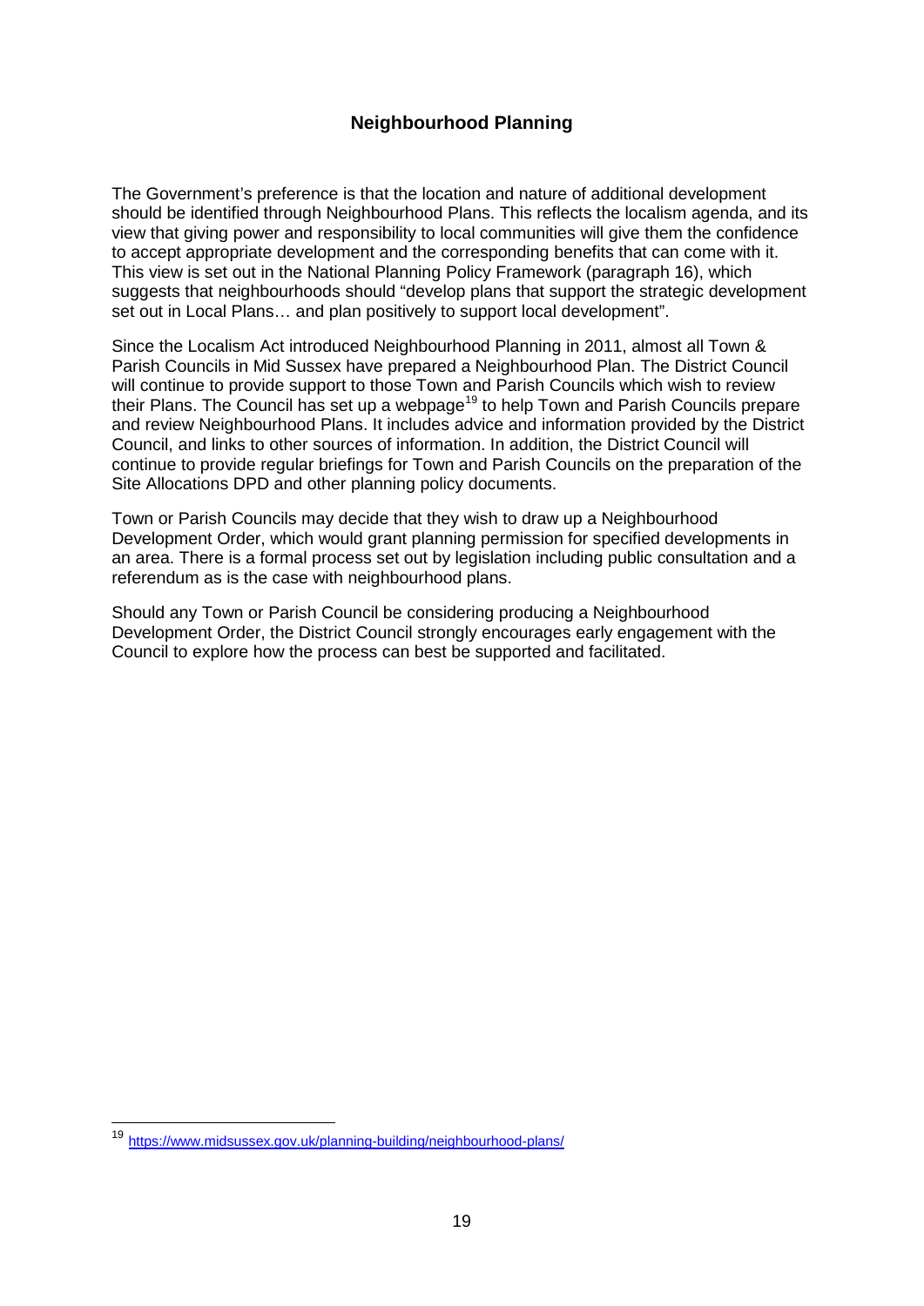## Neighbourhood Planning

The Government's preference is that the location and nature of additional development should be identified through Neighbourhood Plans. This reflects the localism agenda, and its view that giving power and responsibility to local communities will give them the confidence to accept appropriate development and the corresponding benefits that can come with it. This view is set out in the National Planning Policy Framework (paragraph 16), which suggests that neighbourhoods should "develop plans that support the strategic development set out in Local Plans… and plan positively to support local development".

Since the Localism Act introduced Neighbourhood Planning in 2011, almost all Town & Parish Councils in Mid Sussex have prepared a Neighbourhood Plan. The District Council will continue to provide support to those Town and Parish Councils which wish to review their Plans. The Council has set up a webpage[19] to help Town and Parish Councils prepare and review Neighbourhood Plans. It includes advice and information provided by the District Council, and links to other sources of information. In addition, the District Council will continue to provide regular briefings for Town and Parish Councils on the preparation of the Site Allocations DPD and other planning policy documents.

Town or Parish Councils may decide that they wish to draw up a Neighbourhood Development Order, which would grant planning permission for specified developments in an area. There is a formal process set out by legislation including public consultation and a referendum as is the case with neighbourhood plans.

Should any Town or Parish Council be considering producing a Neighbourhood Development Order, the District Council strongly encourages early engagement with the Council to explore how the process can best be supported and facilitated.

---

[19] https://www.midsussex.gov.uk/planning-building/neighbourhood-plans/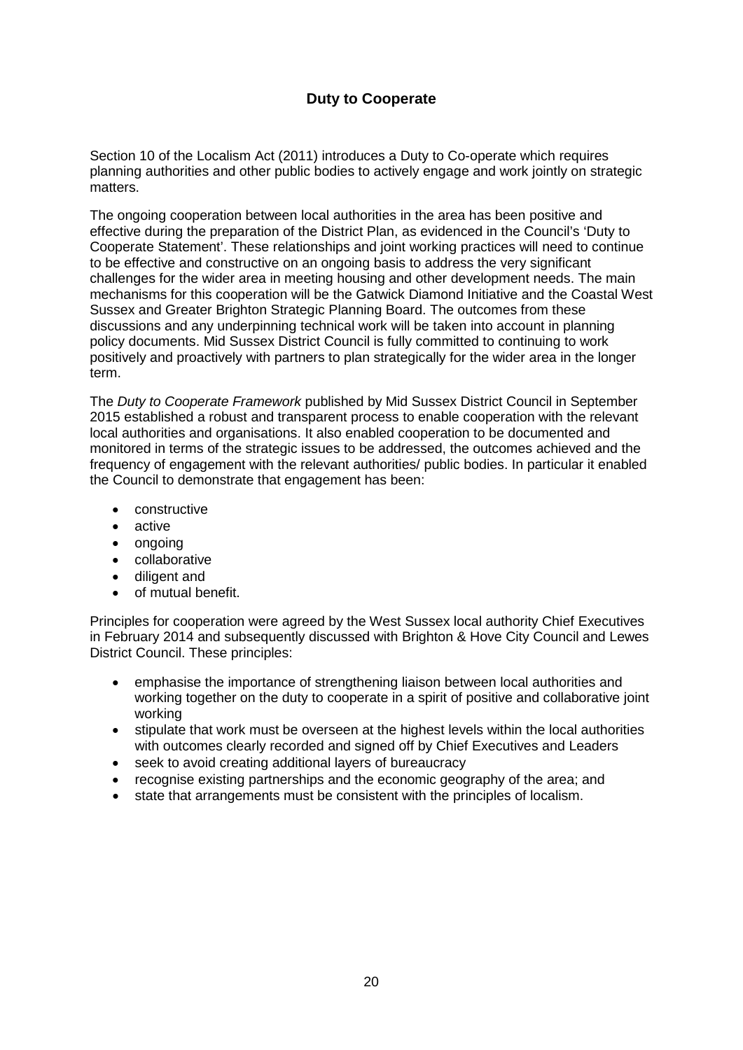## Duty to Cooperate

Section 10 of the Localism Act (2011) introduces a Duty to Co-operate which requires planning authorities and other public bodies to actively engage and work jointly on strategic matters.

The ongoing cooperation between local authorities in the area has been positive and effective during the preparation of the District Plan, as evidenced in the Council's 'Duty to Cooperate Statement'. These relationships and joint working practices will need to continue to be effective and constructive on an ongoing basis to address the very significant challenges for the wider area in meeting housing and other development needs. The main mechanisms for this cooperation will be the Gatwick Diamond Initiative and the Coastal West Sussex and Greater Brighton Strategic Planning Board. The outcomes from these discussions and any underpinning technical work will be taken into account in planning policy documents. Mid Sussex District Council is fully committed to continuing to work positively and proactively with partners to plan strategically for the wider area in the longer term.

The *Duty to Cooperate Framework* published by Mid Sussex District Council in September 2015 established a robust and transparent process to enable cooperation with the relevant local authorities and organisations. It also enabled cooperation to be documented and monitored in terms of the strategic issues to be addressed, the outcomes achieved and the frequency of engagement with the relevant authorities/ public bodies. In particular it enabled the Council to demonstrate that engagement has been:

- constructive
- active
- ongoing
- collaborative
- diligent and
- of mutual benefit.

Principles for cooperation were agreed by the West Sussex local authority Chief Executives in February 2014 and subsequently discussed with Brighton & Hove City Council and Lewes District Council. These principles:

- emphasise the importance of strengthening liaison between local authorities and working together on the duty to cooperate in a spirit of positive and collaborative joint working
- stipulate that work must be overseen at the highest levels within the local authorities with outcomes clearly recorded and signed off by Chief Executives and Leaders
- seek to avoid creating additional layers of bureaucracy
- recognise existing partnerships and the economic geography of the area; and
- state that arrangements must be consistent with the principles of localism.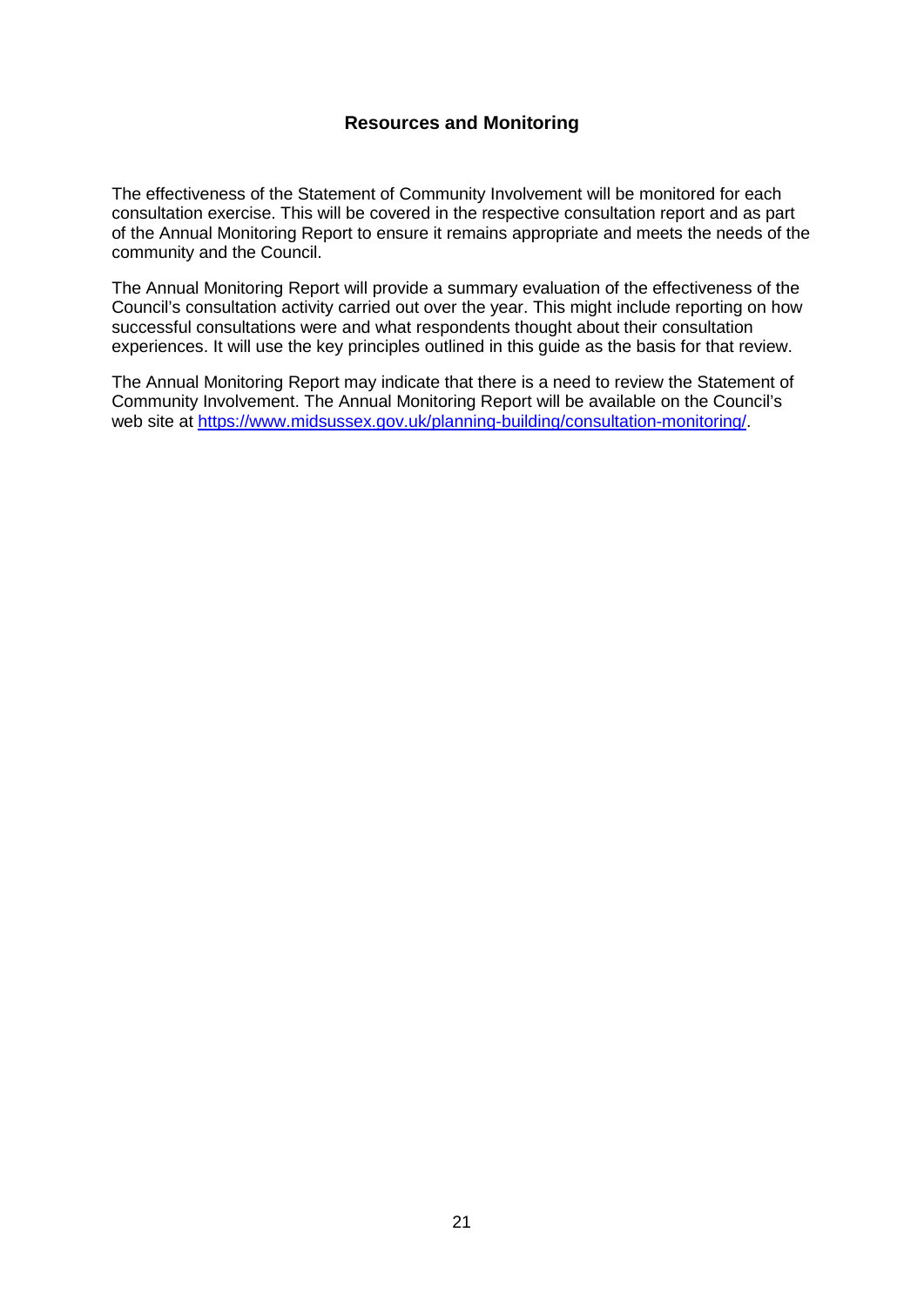## Resources and Monitoring

The effectiveness of the Statement of Community Involvement will be monitored for each consultation exercise. This will be covered in the respective consultation report and as part of the Annual Monitoring Report to ensure it remains appropriate and meets the needs of the community and the Council.

The Annual Monitoring Report will provide a summary evaluation of the effectiveness of the Council's consultation activity carried out over the year. This might include reporting on how successful consultations were and what respondents thought about their consultation experiences. It will use the key principles outlined in this guide as the basis for that review.

The Annual Monitoring Report may indicate that there is a need to review the Statement of Community Involvement. The Annual Monitoring Report will be available on the Council's web site at https://www.midsussex.gov.uk/planning-building/consultation-monitoring/.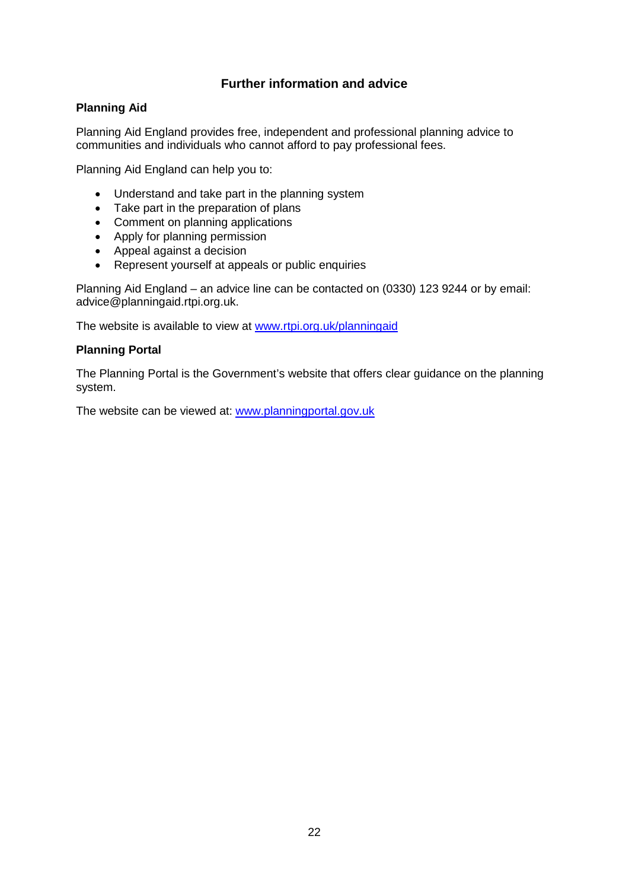## Further information and advice

### Planning Aid

Planning Aid England provides free, independent and professional planning advice to communities and individuals who cannot afford to pay professional fees.

Planning Aid England can help you to:

- Understand and take part in the planning system
- Take part in the preparation of plans
- Comment on planning applications
- Apply for planning permission
- Appeal against a decision
- Represent yourself at appeals or public enquiries

Planning Aid England – an advice line can be contacted on (0330) 123 9244 or by email: advice@planningaid.rtpi.org.uk.

The website is available to view at [www.rtpi.org.uk/planningaid](http://www.rtpi.org.uk/planningaid)

### Planning Portal

The Planning Portal is the Government's website that offers clear guidance on the planning system.

The website can be viewed at: [www.planningportal.gov.uk](http://www.planningportal.gov.uk)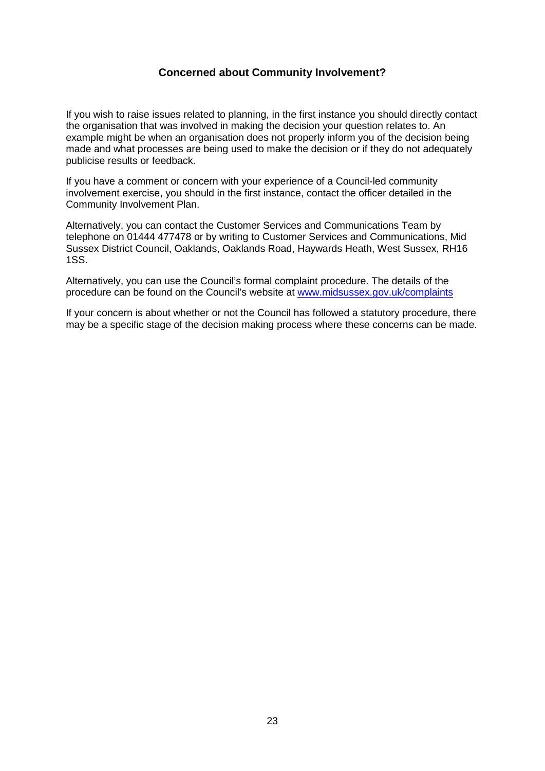## Concerned about Community Involvement?

If you wish to raise issues related to planning, in the first instance you should directly contact the organisation that was involved in making the decision your question relates to. An example might be when an organisation does not properly inform you of the decision being made and what processes are being used to make the decision or if they do not adequately publicise results or feedback.

If you have a comment or concern with your experience of a Council-led community involvement exercise, you should in the first instance, contact the officer detailed in the Community Involvement Plan.

Alternatively, you can contact the Customer Services and Communications Team by telephone on 01444 477478 or by writing to Customer Services and Communications, Mid Sussex District Council, Oaklands, Oaklands Road, Haywards Heath, West Sussex, RH16 1SS.

Alternatively, you can use the Council's formal complaint procedure. The details of the procedure can be found on the Council's website at [www.midsussex.gov.uk/complaints](http://www.midsussex.gov.uk/complaints)

If your concern is about whether or not the Council has followed a statutory procedure, there may be a specific stage of the decision making process where these concerns can be made.